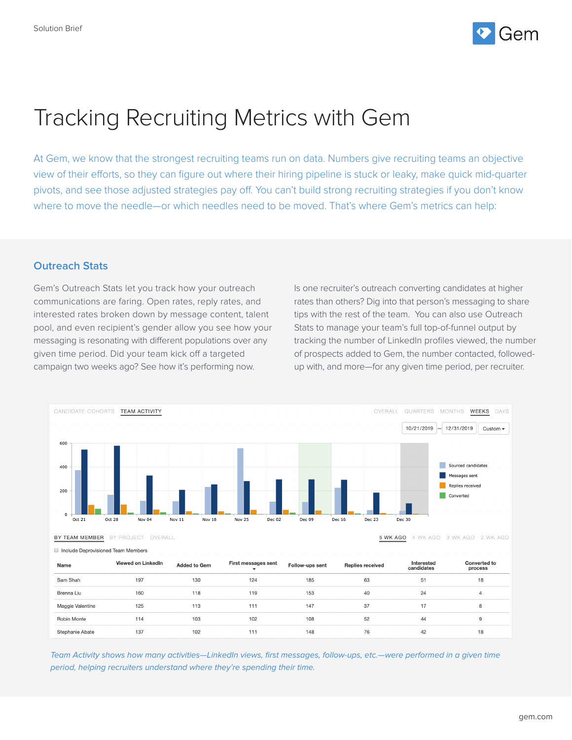Solution Brief

# Tracking Recruiting Metrics with Gem

At Gem, we know that the strongest recruiting teams run on data. Numbers give recruiting teams an objective view of their efforts, so they can figure out where their hiring pipeline is stuck or leaky, make quick mid-quarter pivots, and see those adjusted strategies pay off. You can't build strong recruiting strategies if you don't know where to move the needle—or which needles need to be moved. That's where Gem's metrics can help:

## Outreach Stats

Gem's Outreach Stats let you track how your outreach communications are faring. Open rates, reply rates, and interested rates broken down by message content, talent pool, and even recipient's gender allow you see how your messaging is resonating with different populations over any given time period. Did your team kick off a targeted campaign two weeks ago? See how it's performing now.

Is one recruiter's outreach converting candidates at higher rates than others? Dig into that person's messaging to share tips with the rest of the team. You can also use Outreach Stats to manage your team's full top-of-funnel output by tracking the number of LinkedIn profiles viewed, the number of prospects added to Gem, the number contacted, followed-up with, and more—for any given time period, per recruiter.

| Name | Viewed on LinkedIn | Added to Gem | First messages sent | Follow-ups sent | Replies received | Interested candidates | Converted to process |
|---|---|---|---|---|---|---|---|
| Sam Shah | 197 | 130 | 124 | 185 | 63 | 51 | 18 |
| Brenna Liu | 160 | 118 | 119 | 153 | 40 | 24 | 4 |
| Maggie Valentine | 125 | 113 | 111 | 147 | 37 | 17 | 8 |
| Robin Monte | 114 | 103 | 102 | 108 | 52 | 44 | 9 |
| Stephanie Abate | 137 | 102 | 111 | 148 | 76 | 42 | 18 |

*Team Activity shows how many activities—LinkedIn views, first messages, follow-ups, etc.—were performed in a given time period, helping recruiters understand where they're spending their time.*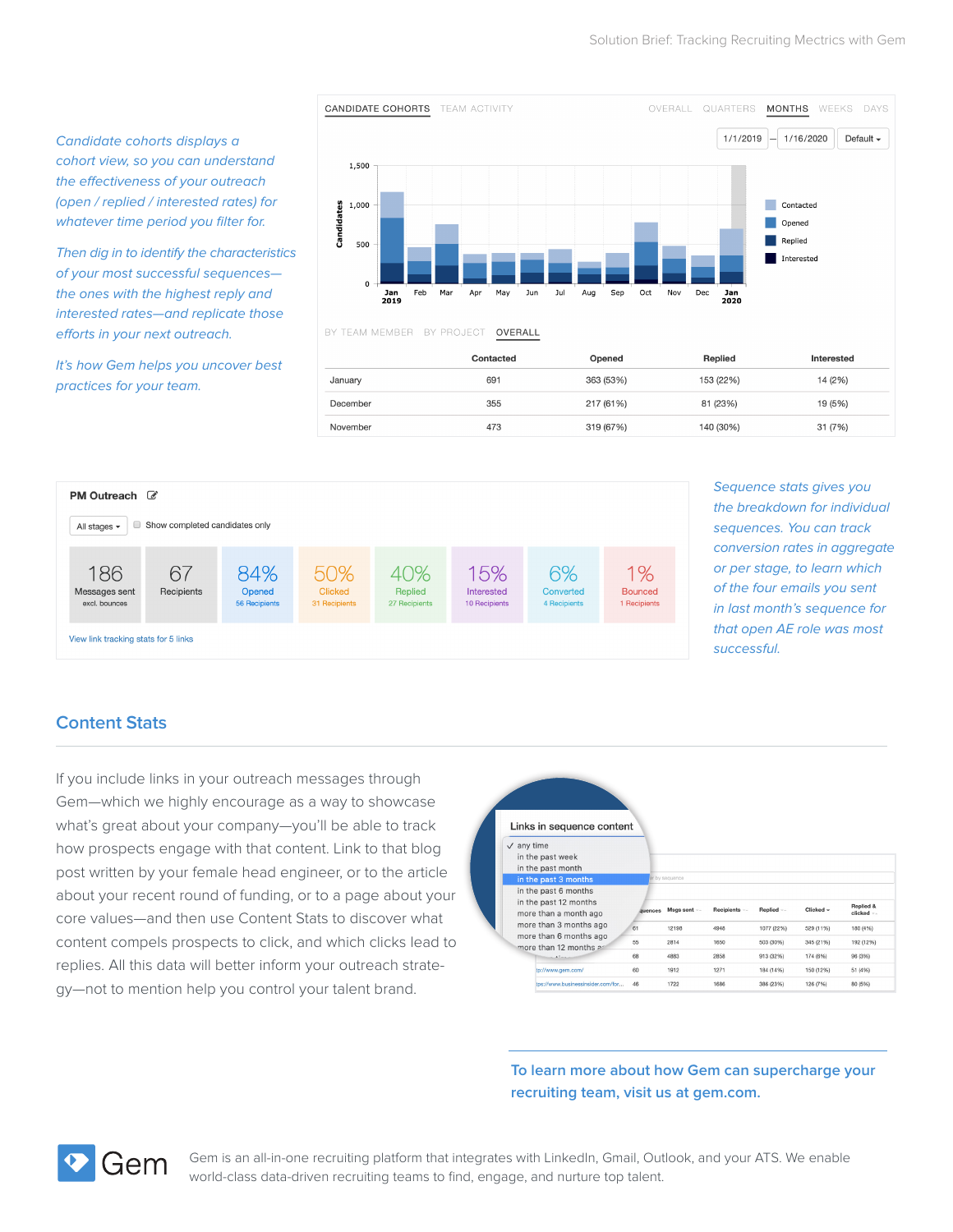*Candidate cohorts displays a cohort view, so you can understand the effectiveness of your outreach (open / replied / interested rates) for whatever time period you filter for.*

*Then dig in to identify the characteristics of your most successful sequences—the ones with the highest reply and interested rates—and replicate those efforts in your next outreach.*

*It's how Gem helps you uncover best practices for your team.*

CANDIDATE COHORTS TEAM ACTIVITY OVERALL QUARTERS MONTHS WEEKS DAYS

1/1/2019 – 1/16/2020 Default

Candidates

1,500
1,000
500
0

Jan 2019 Feb Mar Apr May Jun Jul Aug Sep Oct Nov Dec Jan 2020

Contacted
Opened
Replied
Interested

BY TEAM MEMBER BY PROJECT OVERALL

| | Contacted | Opened | Replied | Interested |
|---|---|---|---|---|
| January | 691 | 363 (53%) | 153 (22%) | 14 (2%) |
| December | 355 | 217 (61%) | 81 (23%) | 19 (5%) |
| November | 473 | 319 (67%) | 140 (30%) | 31 (7%) |

**PM Outreach**

All stages Show completed candidates only

| 186 | 67 | 84% | 50% | 40% | 15% | 6% | 1% |
|---|---|---|---|---|---|---|---|
| Messages sent excl. bounces | Recipients | Opened 56 Recipients | Clicked 31 Recipients | Replied 27 Recipients | Interested 10 Recipients | Converted 4 Recipients | Bounced 1 Recipients |

View link tracking stats for 5 links

*Sequence stats gives you the breakdown for individual sequences. You can track conversion rates in aggregate or per stage, to learn which of the four emails you sent in last month's sequence for that open AE role was most successful.*

## Content Stats

If you include links in your outreach messages through Gem—which we highly encourage as a way to showcase what's great about your company—you'll be able to track how prospects engage with that content. Link to that blog post written by your female head engineer, or to the article about your recent round of funding, or to a page about your core values—and then use Content Stats to discover what content compels prospects to click, and which clicks lead to replies. All this data will better inform your outreach strategy—not to mention help you control your talent brand.

Links in sequence content

✓ any time
in the past week
in the past month
in the past 3 months
in the past 6 months
in the past 12 months
more than a month ago
more than 3 months ago
more than 6 months ago
more than 12 months ago

**To learn more about how Gem can supercharge your recruiting team, visit us at gem.com.**

Gem

Gem is an all-in-one recruiting platform that integrates with LinkedIn, Gmail, Outlook, and your ATS. We enable world-class data-driven recruiting teams to find, engage, and nurture top talent.